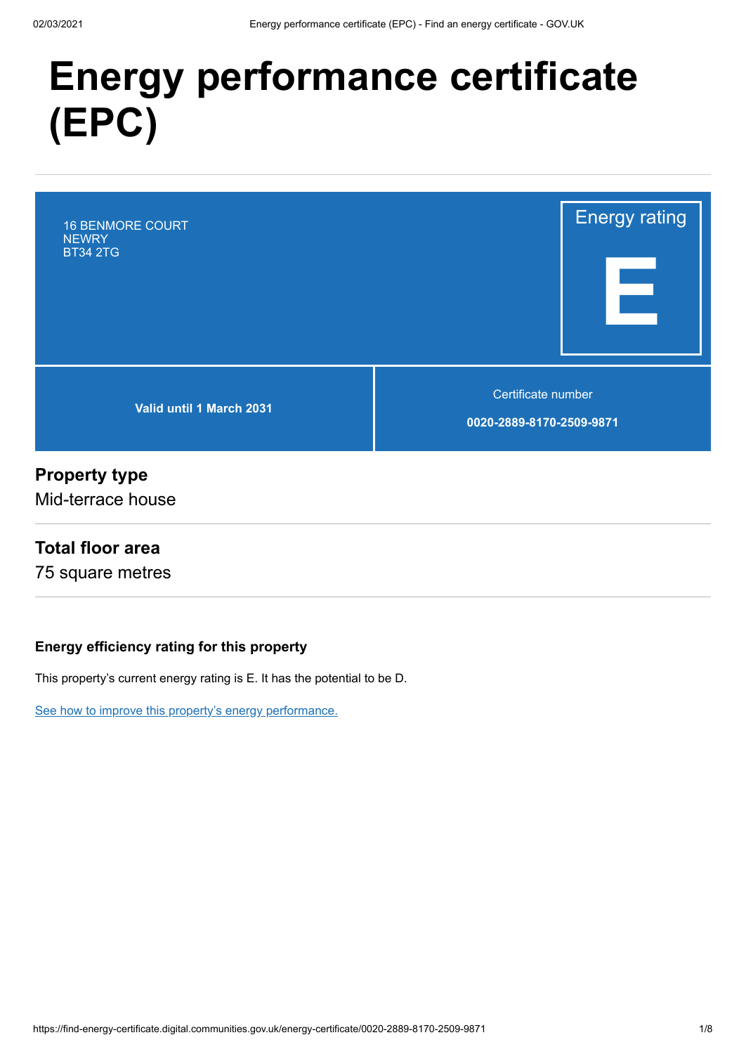# Energy performance certificate (EPC)

16 BENMORE COURT
NEWRY
BT34 2TG

Energy rating

**E**

**Valid until 1 March 2031**

Certificate number

**0020-2889-8170-2509-9871**

## Property type

Mid-terrace house

## Total floor area

75 square metres

### Energy efficiency rating for this property

This property's current energy rating is E. It has the potential to be D.

See how to improve this property's energy performance.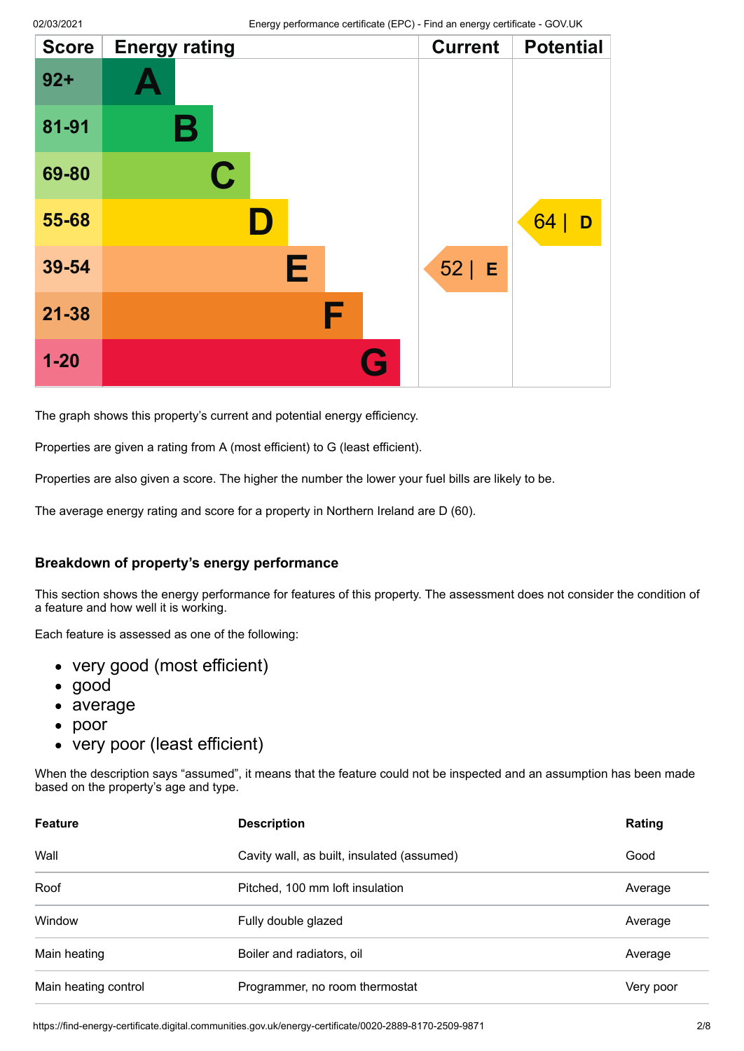| Score | Energy rating | Current | Potential |
|---|---|---|---|
| 92+ | A | | |
| 81-91 | B | | |
| 69-80 | C | | |
| 55-68 | D | | 64 \| D |
| 39-54 | E | 52 \| E | |
| 21-38 | F | | |
| 1-20 | G | | |

The graph shows this property's current and potential energy efficiency.

Properties are given a rating from A (most efficient) to G (least efficient).

Properties are also given a score. The higher the number the lower your fuel bills are likely to be.

The average energy rating and score for a property in Northern Ireland are D (60).

### Breakdown of property's energy performance

This section shows the energy performance for features of this property. The assessment does not consider the condition of a feature and how well it is working.

Each feature is assessed as one of the following:

- very good (most efficient)
- good
- average
- poor
- very poor (least efficient)

When the description says "assumed", it means that the feature could not be inspected and an assumption has been made based on the property's age and type.

| Feature | Description | Rating |
|---|---|---|
| Wall | Cavity wall, as built, insulated (assumed) | Good |
| Roof | Pitched, 100 mm loft insulation | Average |
| Window | Fully double glazed | Average |
| Main heating | Boiler and radiators, oil | Average |
| Main heating control | Programmer, no room thermostat | Very poor |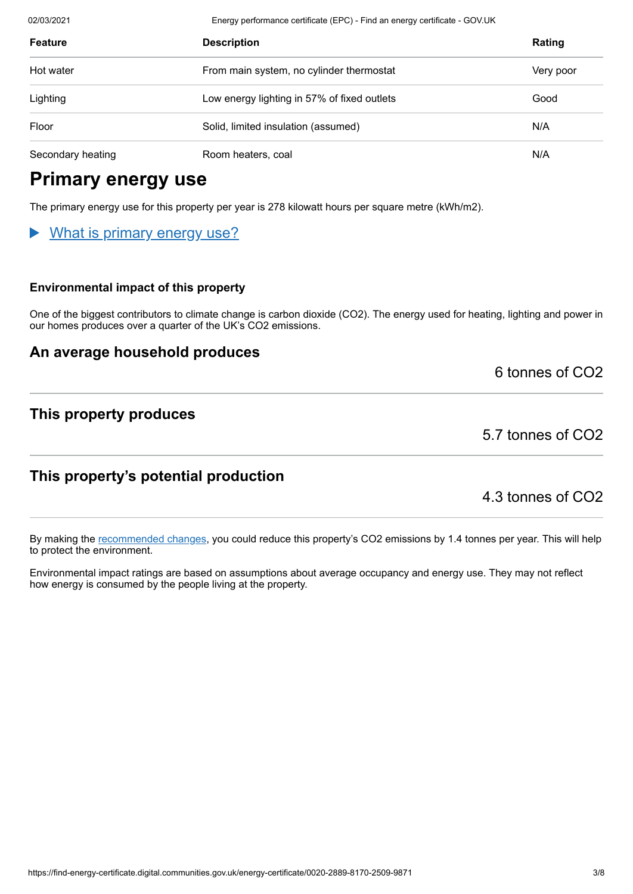| Feature | Description | Rating |
| --- | --- | --- |
| Hot water | From main system, no cylinder thermostat | Very poor |
| Lighting | Low energy lighting in 57% of fixed outlets | Good |
| Floor | Solid, limited insulation (assumed) | N/A |
| Secondary heating | Room heaters, coal | N/A |

# Primary energy use

The primary energy use for this property per year is 278 kilowatt hours per square metre (kWh/m2).

▶ What is primary energy use?

### Environmental impact of this property

One of the biggest contributors to climate change is carbon dioxide ($CO_2$). The energy used for heating, lighting and power in our homes produces over a quarter of the UK's $CO_2$ emissions.

## An average household produces

6 tonnes of $CO_2$

## This property produces

5.7 tonnes of $CO_2$

## This property's potential production

4.3 tonnes of $CO_2$

By making the recommended changes, you could reduce this property's $CO_2$ emissions by 1.4 tonnes per year. This will help to protect the environment.

Environmental impact ratings are based on assumptions about average occupancy and energy use. They may not reflect how energy is consumed by the people living at the property.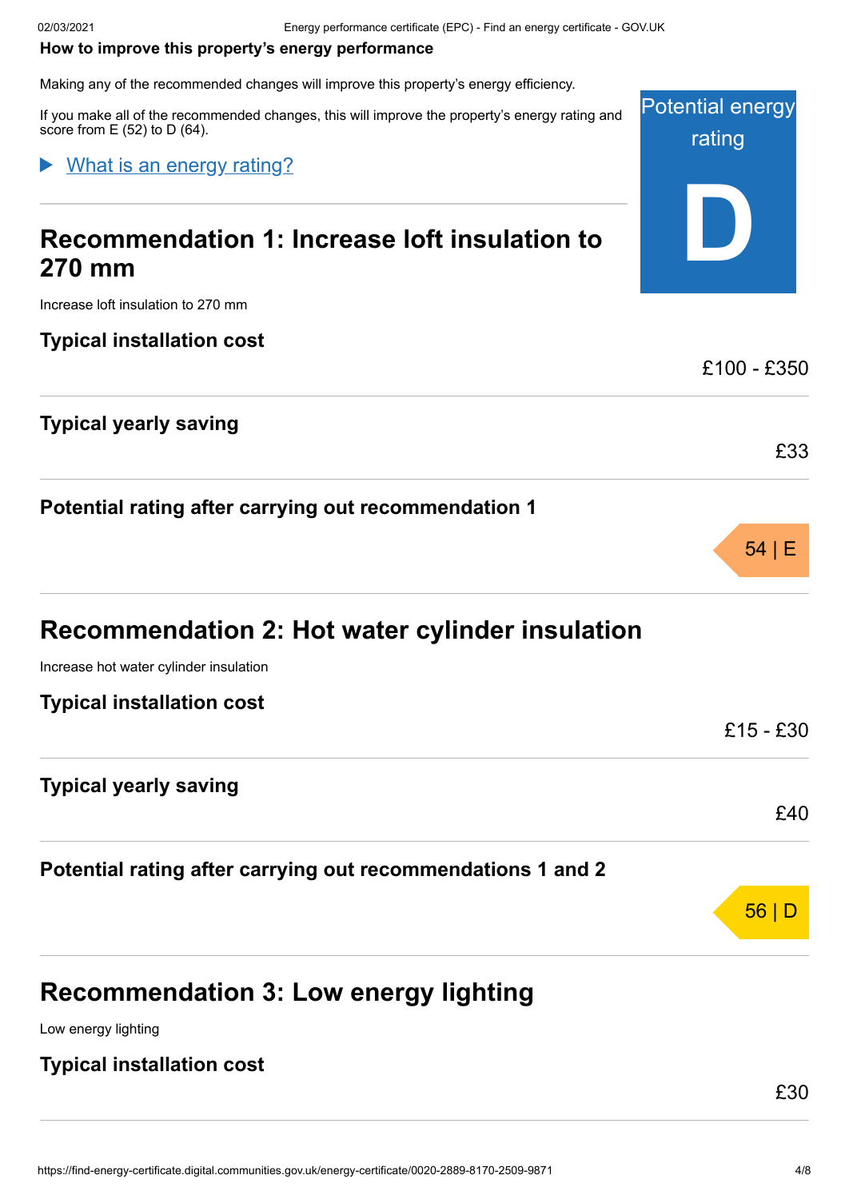**How to improve this property's energy performance**

Making any of the recommended changes will improve this property's energy efficiency.

If you make all of the recommended changes, this will improve the property's energy rating and score from E (52) to D (64).

Potential energy rating

D

▶ What is an energy rating?

## Recommendation 1: Increase loft insulation to 270 mm

Increase loft insulation to 270 mm

### Typical installation cost

£100 - £350

### Typical yearly saving

£33

### Potential rating after carrying out recommendation 1

54 | E

## Recommendation 2: Hot water cylinder insulation

Increase hot water cylinder insulation

### Typical installation cost

£15 - £30

### Typical yearly saving

£40

### Potential rating after carrying out recommendations 1 and 2

56 | D

## Recommendation 3: Low energy lighting

Low energy lighting

### Typical installation cost

£30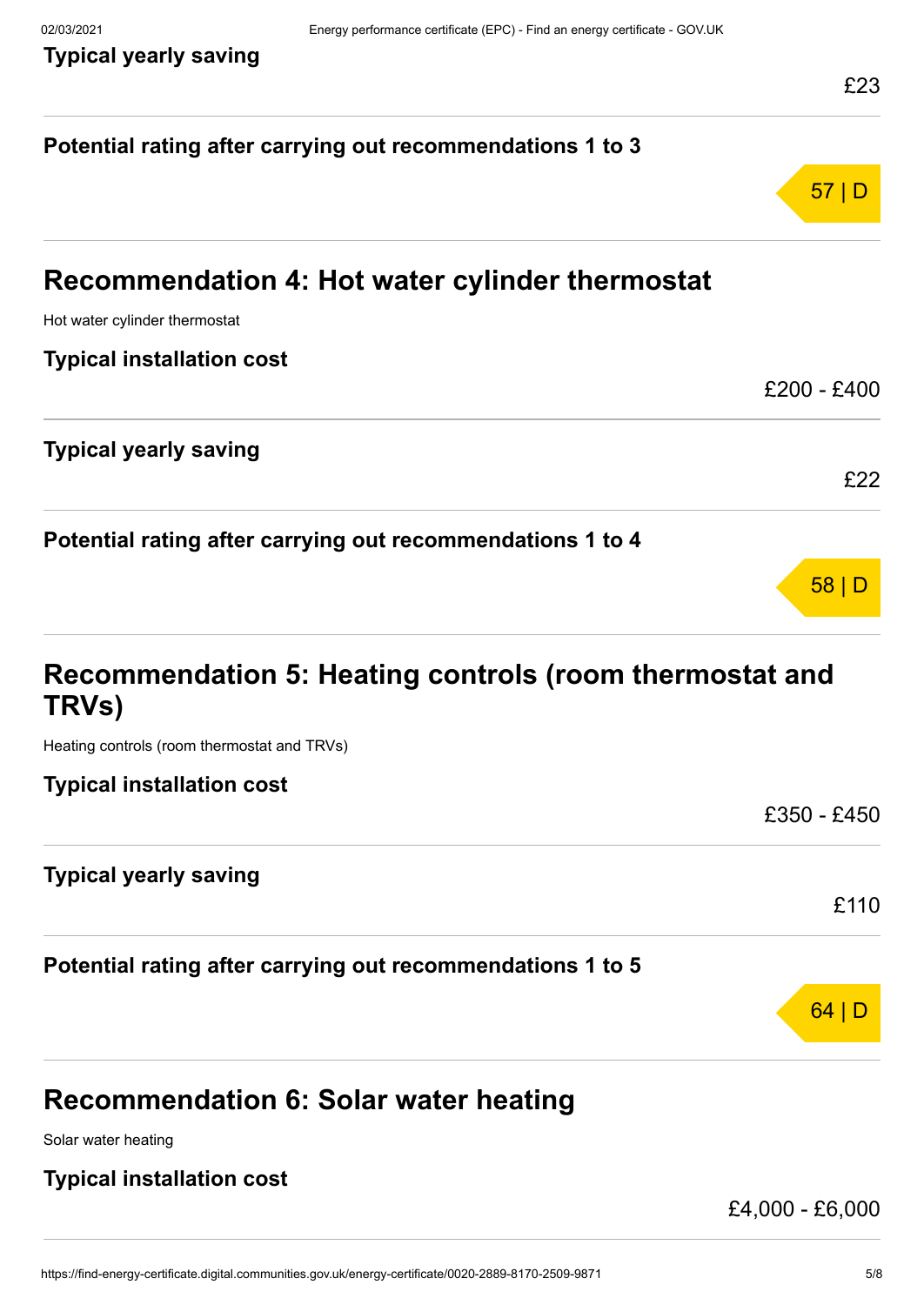### Typical yearly saving

£23

### Potential rating after carrying out recommendations 1 to 3

57 | D

## Recommendation 4: Hot water cylinder thermostat

Hot water cylinder thermostat

### Typical installation cost

£200 - £400

### Typical yearly saving

£22

### Potential rating after carrying out recommendations 1 to 4

58 | D

## Recommendation 5: Heating controls (room thermostat and TRVs)

Heating controls (room thermostat and TRVs)

### Typical installation cost

£350 - £450

### Typical yearly saving

£110

### Potential rating after carrying out recommendations 1 to 5

64 | D

## Recommendation 6: Solar water heating

Solar water heating

### Typical installation cost

£4,000 - £6,000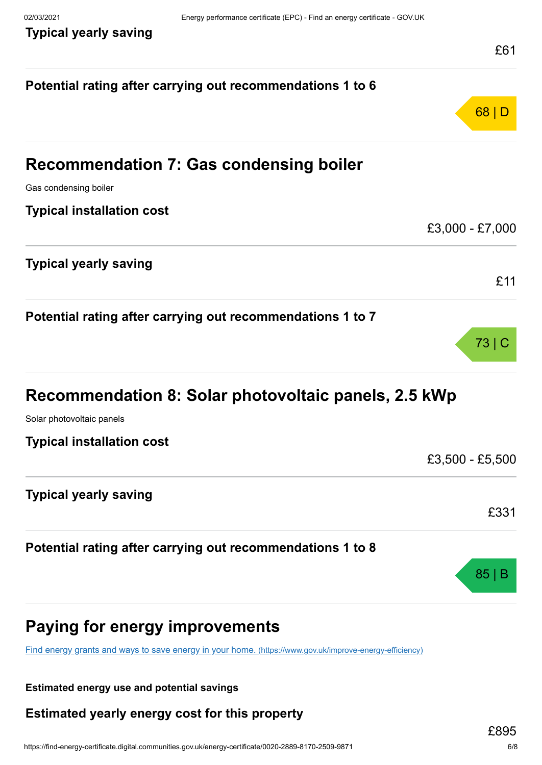**Typical yearly saving**

£61

**Potential rating after carrying out recommendations 1 to 6**

68 | D

## Recommendation 7: Gas condensing boiler

Gas condensing boiler

**Typical installation cost**

£3,000 - £7,000

**Typical yearly saving**

£11

**Potential rating after carrying out recommendations 1 to 7**

73 | C

## Recommendation 8: Solar photovoltaic panels, 2.5 kWp

Solar photovoltaic panels

**Typical installation cost**

£3,500 - £5,500

**Typical yearly saving**

£331

**Potential rating after carrying out recommendations 1 to 8**

85 | B

## Paying for energy improvements

[Find energy grants and ways to save energy in your home. (https://www.gov.uk/improve-energy-efficiency)](https://www.gov.uk/improve-energy-efficiency)

**Estimated energy use and potential savings**

**Estimated yearly energy cost for this property**

£895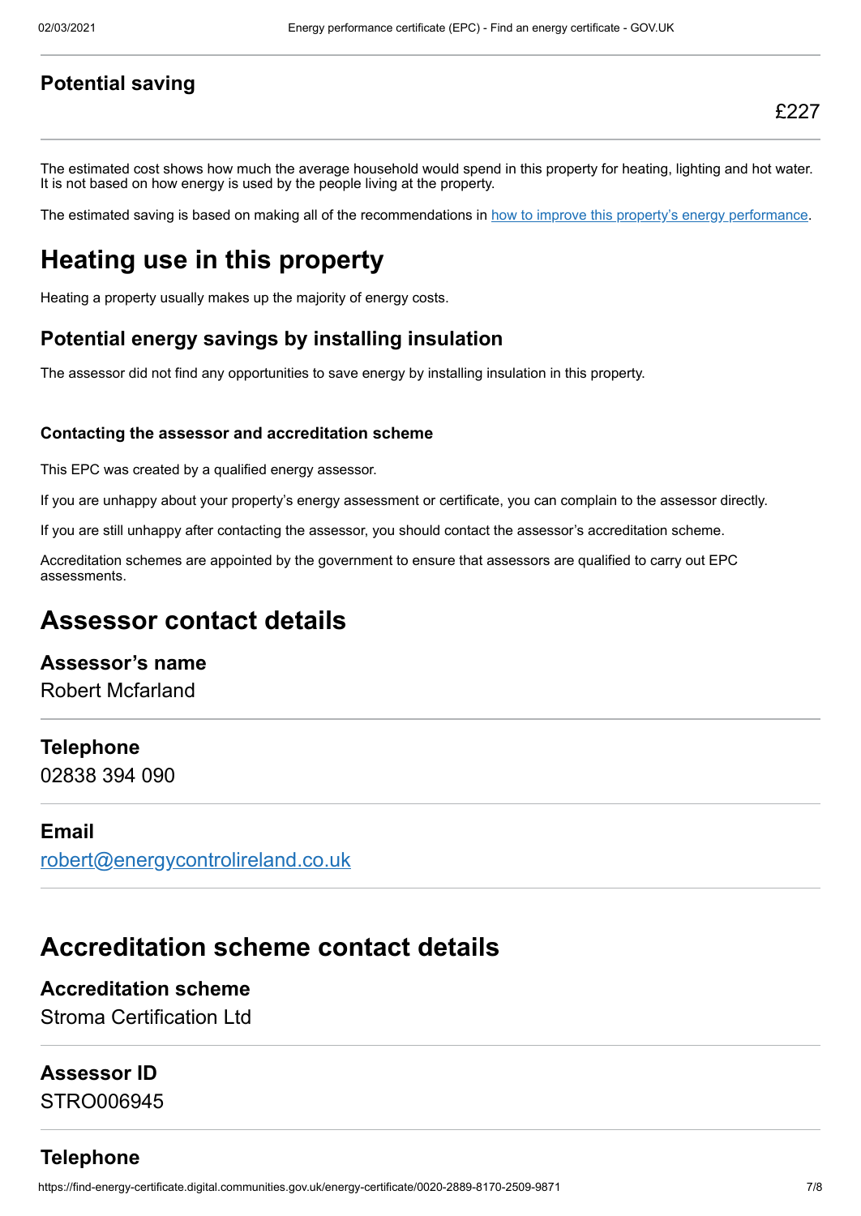### Potential saving

£227

The estimated cost shows how much the average household would spend in this property for heating, lighting and hot water. It is not based on how energy is used by the people living at the property.

The estimated saving is based on making all of the recommendations in [how to improve this property's energy performance](#).

## Heating use in this property

Heating a property usually makes up the majority of energy costs.

### Potential energy savings by installing insulation

The assessor did not find any opportunities to save energy by installing insulation in this property.

#### Contacting the assessor and accreditation scheme

This EPC was created by a qualified energy assessor.

If you are unhappy about your property's energy assessment or certificate, you can complain to the assessor directly.

If you are still unhappy after contacting the assessor, you should contact the assessor's accreditation scheme.

Accreditation schemes are appointed by the government to ensure that assessors are qualified to carry out EPC assessments.

## Assessor contact details

### Assessor's name

Robert Mcfarland

### Telephone

02838 394 090

### Email

robert@energycontrolireland.co.uk

## Accreditation scheme contact details

### Accreditation scheme

Stroma Certification Ltd

### Assessor ID

STRO006945

### Telephone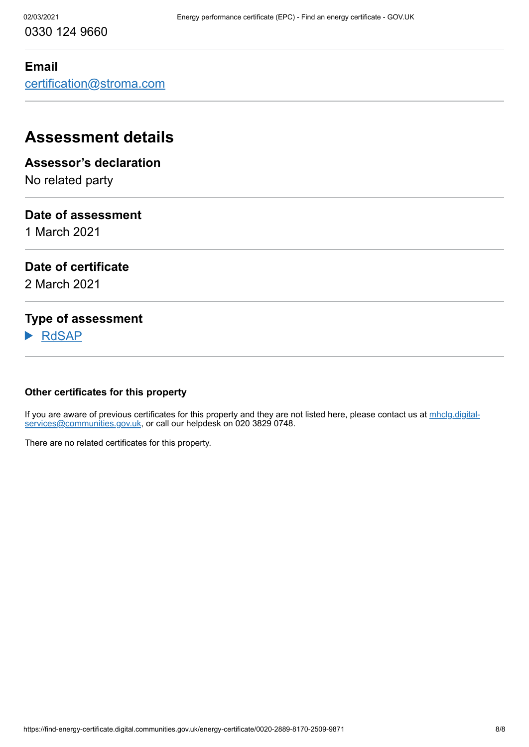0330 124 9660

### Email

certification@stroma.com

## Assessment details

### Assessor's declaration

No related party

### Date of assessment

1 March 2021

### Date of certificate

2 March 2021

### Type of assessment

▶ RdSAP

#### Other certificates for this property

If you are aware of previous certificates for this property and they are not listed here, please contact us at mhclg.digital-services@communities.gov.uk, or call our helpdesk on 020 3829 0748.

There are no related certificates for this property.